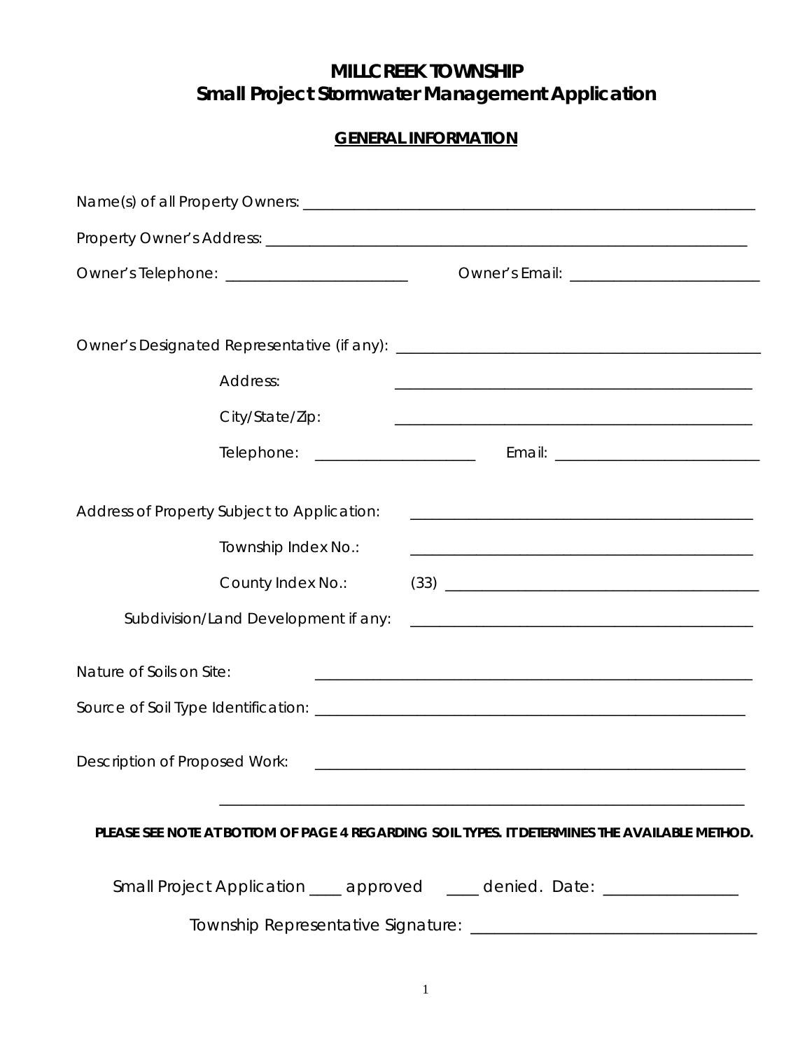# MILLCREEK TOWNSHIP
## Small Project Stormwater Management Application

### GENERAL INFORMATION

Name(s) of all Property Owners: ____________________________________________________________

Property Owner's Address: _______________________________________________________________

Owner's Telephone: _______________________ Owner's Email: ________________________

Owner's Designated Representative (if any): _______________________________________________

Address: _____________________________________________

City/State/Zip: _____________________________________________

Telephone: ____________________ Email: _________________________

Address of Property Subject to Application: ___________________________________________

Township Index No.: ___________________________________________

County Index No.: (33) ________________________________________

Subdivision/Land Development if any: ___________________________________________

Nature of Soils on Site: ______________________________________________________

Source of Soil Type Identification: ______________________________________________________

Description of Proposed Work: ______________________________________________________

______________________________________________________________________

**PLEASE SEE NOTE AT BOTTOM OF PAGE 4 REGARDING SOIL TYPES. IT DETERMINES THE AVAILABLE METHOD.**

Small Project Application ____ approved ____ denied. Date: ________________

Township Representative Signature: __________________________________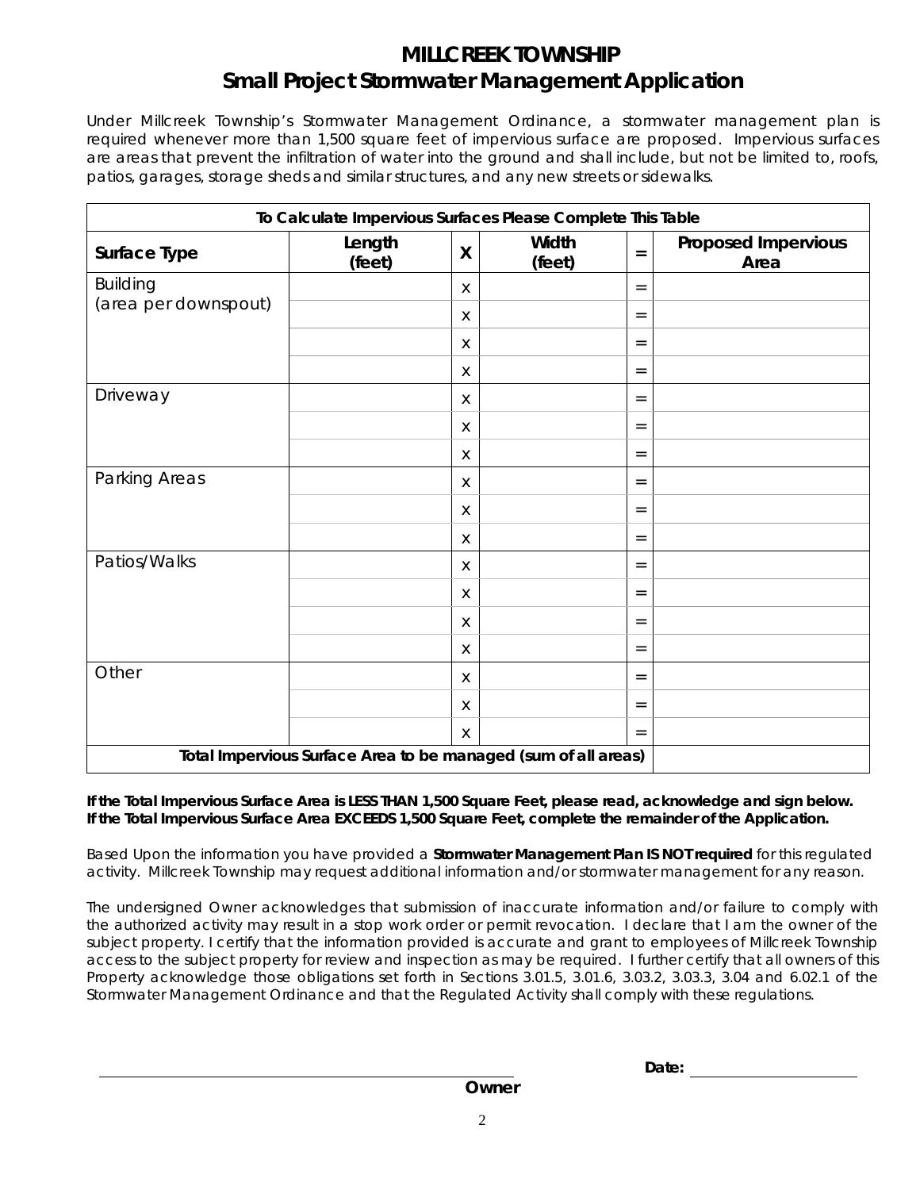# MILLCREEK TOWNSHIP
## Small Project Stormwater Management Application

*Under Millcreek Township's Stormwater Management Ordinance, a stormwater management plan is required whenever more than 1,500 square feet of impervious surface are proposed. Impervious surfaces are areas that prevent the infiltration of water into the ground and shall include, but not be limited to, roofs, patios, garages, storage sheds and similar structures, and any new streets or sidewalks.*

| To Calculate Impervious Surfaces Please Complete This Table | | | | | |
|---|---|---|---|---|---|
| **Surface Type** | **Length (feet)** | **X** | **Width (feet)** | **=** | **Proposed Impervious Area** |
| Building (area per downspout) | | x | | = | |
| | | x | | = | |
| | | x | | = | |
| | | x | | = | |
| Driveway | | x | | = | |
| | | x | | = | |
| | | x | | = | |
| Parking Areas | | x | | = | |
| | | x | | = | |
| | | x | | = | |
| Patios/Walks | | x | | = | |
| | | x | | = | |
| | | x | | = | |
| | | x | | = | |
| Other | | x | | = | |
| | | x | | = | |
| | | x | | = | |
| **Total Impervious Surface Area to be managed (sum of all areas)** | | | | | |

**If the Total Impervious Surface Area is LESS THAN 1,500 Square Feet, please read, acknowledge and sign below.**
**If the Total Impervious Surface Area EXCEEDS 1,500 Square Feet, complete the remainder of the Application.**

*Based Upon the information you have provided a* ***Stormwater Management Plan IS NOT required*** *for this regulated activity. Millcreek Township may request additional information and/or stormwater management for any reason.*

*The undersigned Owner acknowledges that submission of inaccurate information and/or failure to comply with the authorized activity may result in a stop work order or permit revocation. I declare that I am the owner of the subject property. I certify that the information provided is accurate and grant to employees of Millcreek Township access to the subject property for review and inspection as may be required. I further certify that all owners of this Property acknowledge those obligations set forth in Sections 3.01.5, 3.01.6, 3.03.2, 3.03.3, 3.04 and 6.02.1 of the Stormwater Management Ordinance and that the Regulated Activity shall comply with these regulations.*

______________________________ **Date:** ______________

**Owner**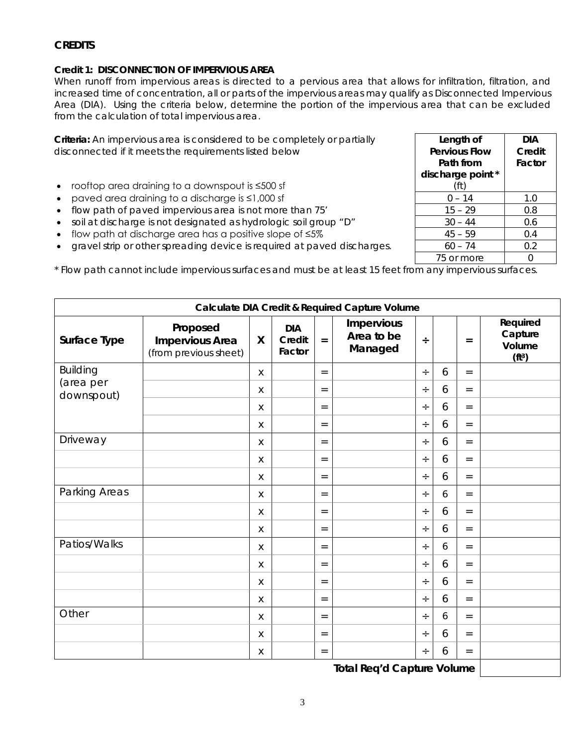## CREDITS

### Credit 1: DISCONNECTION OF IMPERVIOUS AREA

When runoff from impervious areas is directed to a pervious area that allows for infiltration, filtration, and increased time of concentration, all or parts of the impervious areas may qualify as Disconnected Impervious Area (DIA). Using the criteria below, determine the portion of the impervious area that can be excluded from the calculation of total impervious area.

**Criteria:** An impervious area is considered to be completely or partially disconnected if it meets the requirements listed below

- rooftop area draining to a downspout is ≤500 sf
- paved area draining to a discharge is ≤1,000 sf
- flow path of paved impervious area is not more than 75'
- soil at discharge is not designated as hydrologic soil group "D"
- flow path at discharge area has a positive slope of ≤5%
- gravel strip or other spreading device is required at paved discharges.

| Length of Pervious Flow Path from discharge point* (ft) | DIA Credit Factor |
|---|---|
| 0 – 14 | 1.0 |
| 15 – 29 | 0.8 |
| 30 – 44 | 0.6 |
| 45 – 59 | 0.4 |
| 60 – 74 | 0.2 |
| 75 or more | 0 |

* Flow path cannot include impervious surfaces and must be at least 15 feet from any impervious surfaces.

| Calculate DIA Credit & Required Capture Volume | | | | | | | | | |
|---|---|---|---|---|---|---|---|---|---|
| **Surface Type** | **Proposed Impervious Area** (from previous sheet) | **X** | **DIA Credit Factor** | **=** | **Impervious Area to be Managed** | **÷** | | **=** | **Required Capture Volume ($ft^3$)** |
| Building (area per downspout) | | x | | = | | ÷ | 6 | = | |
| | | x | | = | | ÷ | 6 | = | |
| | | x | | = | | ÷ | 6 | = | |
| | | x | | = | | ÷ | 6 | = | |
| Driveway | | x | | = | | ÷ | 6 | = | |
| | | x | | = | | ÷ | 6 | = | |
| | | x | | = | | ÷ | 6 | = | |
| Parking Areas | | x | | = | | ÷ | 6 | = | |
| | | x | | = | | ÷ | 6 | = | |
| | | x | | = | | ÷ | 6 | = | |
| Patios/Walks | | x | | = | | ÷ | 6 | = | |
| | | x | | = | | ÷ | 6 | = | |
| | | x | | = | | ÷ | 6 | = | |
| | | x | | = | | ÷ | 6 | = | |
| Other | | x | | = | | ÷ | 6 | = | |
| | | x | | = | | ÷ | 6 | = | |
| | | x | | = | | ÷ | 6 | = | |
| | | | | | **Total Req'd Capture Volume** | | | | |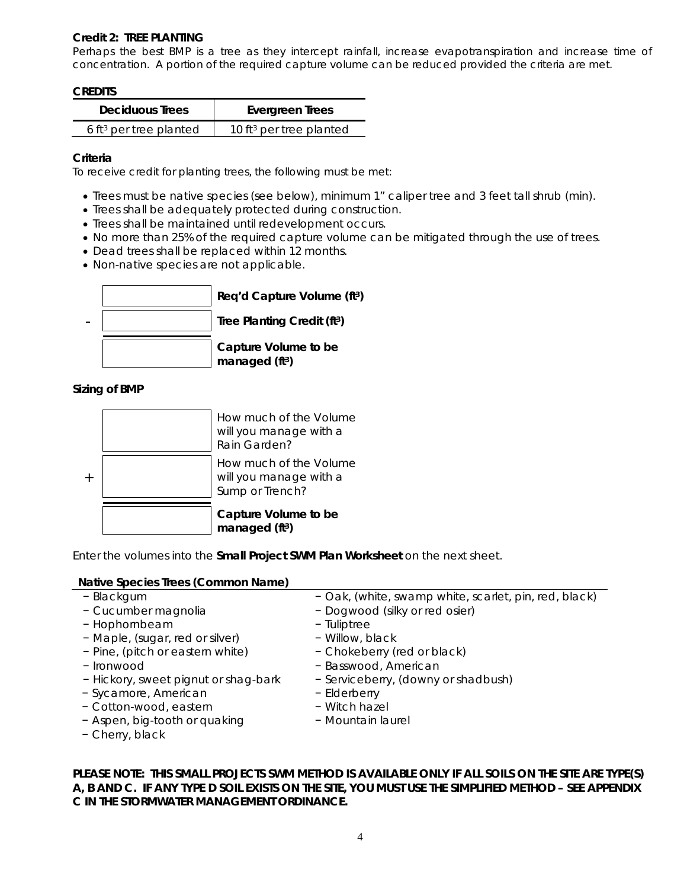### Credit 2: TREE PLANTING

*Perhaps the best BMP is a tree as they intercept rainfall, increase evapotranspiration and increase time of concentration. A portion of the required capture volume can be reduced provided the criteria are met.*

**CREDITS**

| Deciduous Trees | Evergreen Trees |
|---|---|
| 6 $ft^3$ per tree planted | 10 $ft^3$ per tree planted |

**Criteria**

To receive credit for planting trees, the following must be met:

- Trees must be native species (see below), minimum 1" caliper tree and 3 feet tall shrub (min).
- Trees shall be adequately protected during construction.
- Trees shall be maintained until redevelopment occurs.
- No more than 25% of the required capture volume can be mitigated through the use of trees.
- Dead trees shall be replaced within 12 months.
- Non-native species are not applicable.

| | | |
|---|---|---|
| | ________ | **Req'd Capture Volume ($ft^3$)** |
| – | ________ | **Tree Planting Credit ($ft^3$)** |
| | ________ | **Capture Volume to be managed ($ft^3$)** |

**Sizing of BMP**

| | | |
|---|---|---|
| | ________ | How much of the Volume will you manage with a Rain Garden? |
| + | ________ | How much of the Volume will you manage with a Sump or Trench? |
| | ________ | **Capture Volume to be managed ($ft^3$)** |

Enter the volumes into the **Small Project SWM Plan Worksheet** on the next sheet.

**Native Species Trees (Common Name)**

- Blackgum
- Cucumber magnolia
- Hophornbeam
- Maple, (sugar, red or silver)
- Pine, (pitch or eastern white)
- Ironwood
- Hickory, sweet pignut or shag-bark
- Sycamore, American
- Cotton-wood, eastern
- Aspen, big-tooth or quaking
- Cherry, black
- Oak, (white, swamp white, scarlet, pin, red, black)
- Dogwood (silky or red osier)
- Tuliptree
- Willow, black
- Chokeberry (red or black)
- Basswood, American
- Serviceberry, (downy or shadbush)
- Elderberry
- Witch hazel
- Mountain laurel

**PLEASE NOTE: THIS SMALL PROJECTS SWM METHOD IS AVAILABLE ONLY IF ALL SOILS ON THE SITE ARE TYPE(S) A, B AND C. IF ANY TYPE D SOIL EXISTS ON THE SITE, YOU MUST USE THE SIMPLIFIED METHOD – SEE APPENDIX C IN THE STORMWATER MANAGEMENT ORDINANCE.**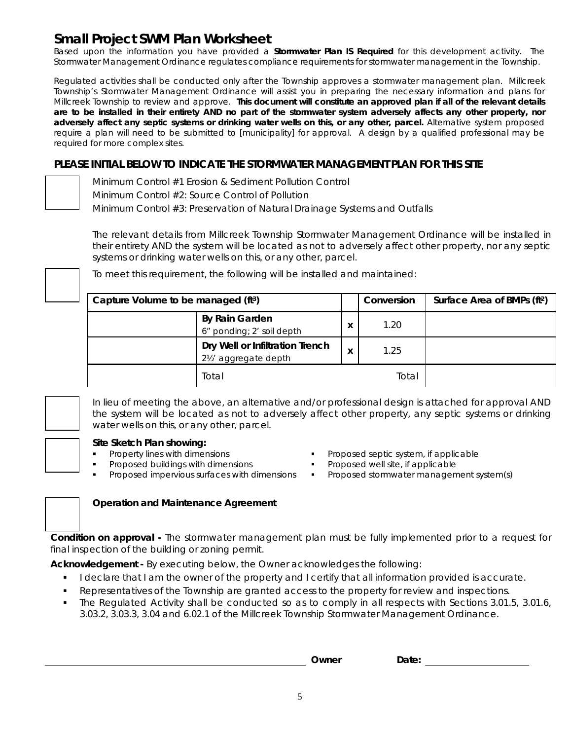# Small Project SWM Plan Worksheet

Based upon the information you have provided a **Stormwater Plan IS Required** for this development activity. The Stormwater Management Ordinance regulates compliance requirements for stormwater management in the Township.

Regulated activities shall be conducted only after the Township approves a stormwater management plan. Millcreek Township's Stormwater Management Ordinance will assist you in preparing the necessary information and plans for Millcreek Township to review and approve. **This document will constitute an approved plan if all of the relevant details are to be installed in their entirety AND no part of the stormwater system adversely affects any other property, nor adversely affect any septic systems or drinking water wells on this, or any other, parcel.** Alternative system proposed require a plan will need to be submitted to [municipality] for approval. A design by a qualified professional may be required for more complex sites.

## PLEASE INITIAL BELOW TO INDICATE THE STORMWATER MANAGEMENT PLAN FOR THIS SITE

☐ Minimum Control #1 Erosion & Sediment Pollution Control
Minimum Control #2: Source Control of Pollution
Minimum Control #3: Preservation of Natural Drainage Systems and Outfalls

The relevant details from Millcreek Township Stormwater Management Ordinance will be installed in their entirety AND the system will be located as not to adversely affect other property, nor any septic systems or drinking water wells on this, or any other, parcel.

☐ To meet this requirement, the following will be installed and maintained:

| Capture Volume to be managed (ft³) | | | Conversion | Surface Area of BMPs (ft²) |
|---|---|---|---|---|
| | **By Rain Garden**<br>6" ponding; 2' soil depth | x | 1.20 | |
| | **Dry Well or Infiltration Trench**<br>2½' aggregate depth | x | 1.25 | |
| | Total | | Total | |

☐ In lieu of meeting the above, an alternative and/or professional design is attached for approval AND the system will be located as not to adversely affect other property, any septic systems or drinking water wells on this, or any other, parcel.

☐ **Site Sketch Plan showing:**

- Property lines with dimensions
- Proposed buildings with dimensions
- Proposed impervious surfaces with dimensions
- Proposed septic system, if applicable
- Proposed well site, if applicable
- Proposed stormwater management system(s)

☐ **Operation and Maintenance Agreement**

**Condition on approval -** The stormwater management plan must be fully implemented prior to a request for final inspection of the building or zoning permit.

**Acknowledgement -** By executing below, the Owner acknowledges the following:

- I declare that I am the owner of the property and I certify that all information provided is accurate.
- Representatives of the Township are granted access to the property for review and inspections.
- The Regulated Activity shall be conducted so as to comply in all respects with Sections 3.01.5, 3.01.6, 3.03.2, 3.03.3, 3.04 and 6.02.1 of the Millcreek Township Stormwater Management Ordinance.

______________________________ **Owner** **Date:** ____________________